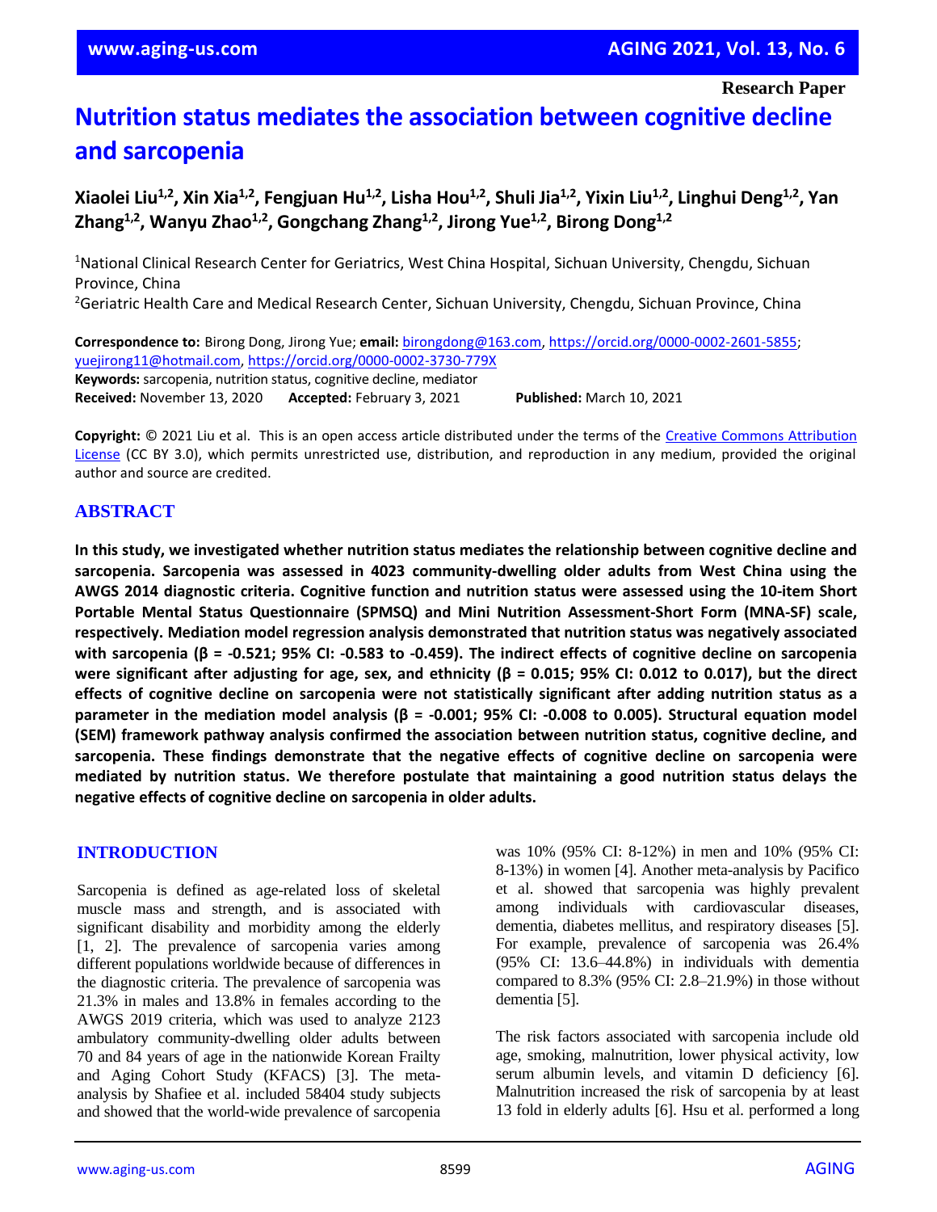Research Paper

# Nutrition status mediates the association between cognitive decline and sarcopenia

**Xiaolei Liu[1,2], Xin Xia[1,2], Fengjuan Hu[1,2], Lisha Hou[1,2], Shuli Jia[1,2], Yixin Liu[1,2], Linghui Deng[1,2], Yan Zhang[1,2], Wanyu Zhao[1,2], Gongchang Zhang[1,2], Jirong Yue[1,2], Birong Dong[1,2]**

[1]National Clinical Research Center for Geriatrics, West China Hospital, Sichuan University, Chengdu, Sichuan Province, China

[2]Geriatric Health Care and Medical Research Center, Sichuan University, Chengdu, Sichuan Province, China

**Correspondence to:** Birong Dong, Jirong Yue; **email:** birongdong@163.com, https://orcid.org/0000-0002-2601-5855; yuejirong11@hotmail.com, https://orcid.org/0000-0002-3730-779X

**Keywords:** sarcopenia, nutrition status, cognitive decline, mediator

**Received:** November 13, 2020 **Accepted:** February 3, 2021 **Published:** March 10, 2021

**Copyright:** © 2021 Liu et al. This is an open access article distributed under the terms of the Creative Commons Attribution License (CC BY 3.0), which permits unrestricted use, distribution, and reproduction in any medium, provided the original author and source are credited.

## ABSTRACT

**In this study, we investigated whether nutrition status mediates the relationship between cognitive decline and sarcopenia. Sarcopenia was assessed in 4023 community-dwelling older adults from West China using the AWGS 2014 diagnostic criteria. Cognitive function and nutrition status were assessed using the 10-item Short Portable Mental Status Questionnaire (SPMSQ) and Mini Nutrition Assessment-Short Form (MNA-SF) scale, respectively. Mediation model regression analysis demonstrated that nutrition status was negatively associated with sarcopenia (β = -0.521; 95% CI: -0.583 to -0.459). The indirect effects of cognitive decline on sarcopenia were significant after adjusting for age, sex, and ethnicity (β = 0.015; 95% CI: 0.012 to 0.017), but the direct effects of cognitive decline on sarcopenia were not statistically significant after adding nutrition status as a parameter in the mediation model analysis (β = -0.001; 95% CI: -0.008 to 0.005). Structural equation model (SEM) framework pathway analysis confirmed the association between nutrition status, cognitive decline, and sarcopenia. These findings demonstrate that the negative effects of cognitive decline on sarcopenia were mediated by nutrition status. We therefore postulate that maintaining a good nutrition status delays the negative effects of cognitive decline on sarcopenia in older adults.**

## INTRODUCTION

Sarcopenia is defined as age-related loss of skeletal muscle mass and strength, and is associated with significant disability and morbidity among the elderly [1, 2]. The prevalence of sarcopenia varies among different populations worldwide because of differences in the diagnostic criteria. The prevalence of sarcopenia was 21.3% in males and 13.8% in females according to the AWGS 2019 criteria, which was used to analyze 2123 ambulatory community-dwelling older adults between 70 and 84 years of age in the nationwide Korean Frailty and Aging Cohort Study (KFACS) [3]. The meta-analysis by Shafiee et al. included 58404 study subjects and showed that the world-wide prevalence of sarcopenia was 10% (95% CI: 8-12%) in men and 10% (95% CI: 8-13%) in women [4]. Another meta-analysis by Pacifico et al. showed that sarcopenia was highly prevalent among individuals with cardiovascular diseases, dementia, diabetes mellitus, and respiratory diseases [5]. For example, prevalence of sarcopenia was 26.4% (95% CI: 13.6–44.8%) in individuals with dementia compared to 8.3% (95% CI: 2.8–21.9%) in those without dementia [5].

The risk factors associated with sarcopenia include old age, smoking, malnutrition, lower physical activity, low serum albumin levels, and vitamin D deficiency [6]. Malnutrition increased the risk of sarcopenia by at least 13 fold in elderly adults [6]. Hsu et al. performed a long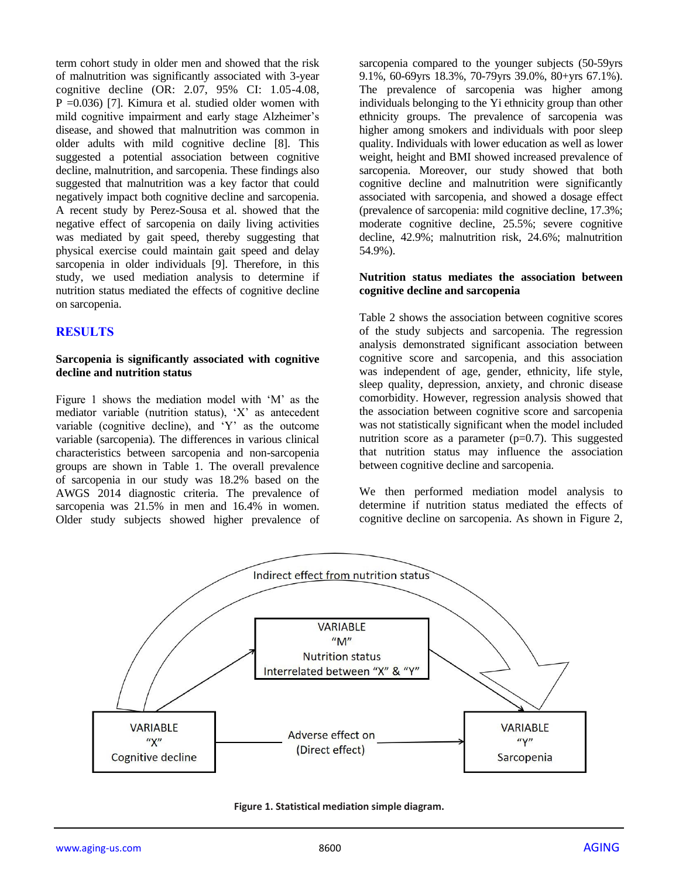term cohort study in older men and showed that the risk of malnutrition was significantly associated with 3-year cognitive decline (OR: 2.07, 95% CI: 1.05-4.08, P =0.036) [7]. Kimura et al. studied older women with mild cognitive impairment and early stage Alzheimer's disease, and showed that malnutrition was common in older adults with mild cognitive decline [8]. This suggested a potential association between cognitive decline, malnutrition, and sarcopenia. These findings also suggested that malnutrition was a key factor that could negatively impact both cognitive decline and sarcopenia. A recent study by Perez-Sousa et al. showed that the negative effect of sarcopenia on daily living activities was mediated by gait speed, thereby suggesting that physical exercise could maintain gait speed and delay sarcopenia in older individuals [9]. Therefore, in this study, we used mediation analysis to determine if nutrition status mediated the effects of cognitive decline on sarcopenia.

## RESULTS

### Sarcopenia is significantly associated with cognitive decline and nutrition status

Figure 1 shows the mediation model with 'M' as the mediator variable (nutrition status), 'X' as antecedent variable (cognitive decline), and 'Y' as the outcome variable (sarcopenia). The differences in various clinical characteristics between sarcopenia and non-sarcopenia groups are shown in Table 1. The overall prevalence of sarcopenia in our study was 18.2% based on the AWGS 2014 diagnostic criteria. The prevalence of sarcopenia was 21.5% in men and 16.4% in women. Older study subjects showed higher prevalence of sarcopenia compared to the younger subjects (50-59yrs 9.1%, 60-69yrs 18.3%, 70-79yrs 39.0%, 80+yrs 67.1%). The prevalence of sarcopenia was higher among individuals belonging to the Yi ethnicity group than other ethnicity groups. The prevalence of sarcopenia was higher among smokers and individuals with poor sleep quality. Individuals with lower education as well as lower weight, height and BMI showed increased prevalence of sarcopenia. Moreover, our study showed that both cognitive decline and malnutrition were significantly associated with sarcopenia, and showed a dosage effect (prevalence of sarcopenia: mild cognitive decline, 17.3%; moderate cognitive decline, 25.5%; severe cognitive decline, 42.9%; malnutrition risk, 24.6%; malnutrition 54.9%).

### Nutrition status mediates the association between cognitive decline and sarcopenia

Table 2 shows the association between cognitive scores of the study subjects and sarcopenia. The regression analysis demonstrated significant association between cognitive score and sarcopenia, and this association was independent of age, gender, ethnicity, life style, sleep quality, depression, anxiety, and chronic disease comorbidity. However, regression analysis showed that the association between cognitive score and sarcopenia was not statistically significant when the model included nutrition score as a parameter (p=0.7). This suggested that nutrition status may influence the association between cognitive decline and sarcopenia.

We then performed mediation model analysis to determine if nutrition status mediated the effects of cognitive decline on sarcopenia. As shown in Figure 2,

Indirect effect from nutrition status

VARIABLE "M" Nutrition status Interrelated between "X" & "Y"

VARIABLE "X" Cognitive decline

Adverse effect on (Direct effect)

VARIABLE "Y" Sarcopenia

**Figure 1. Statistical mediation simple diagram.**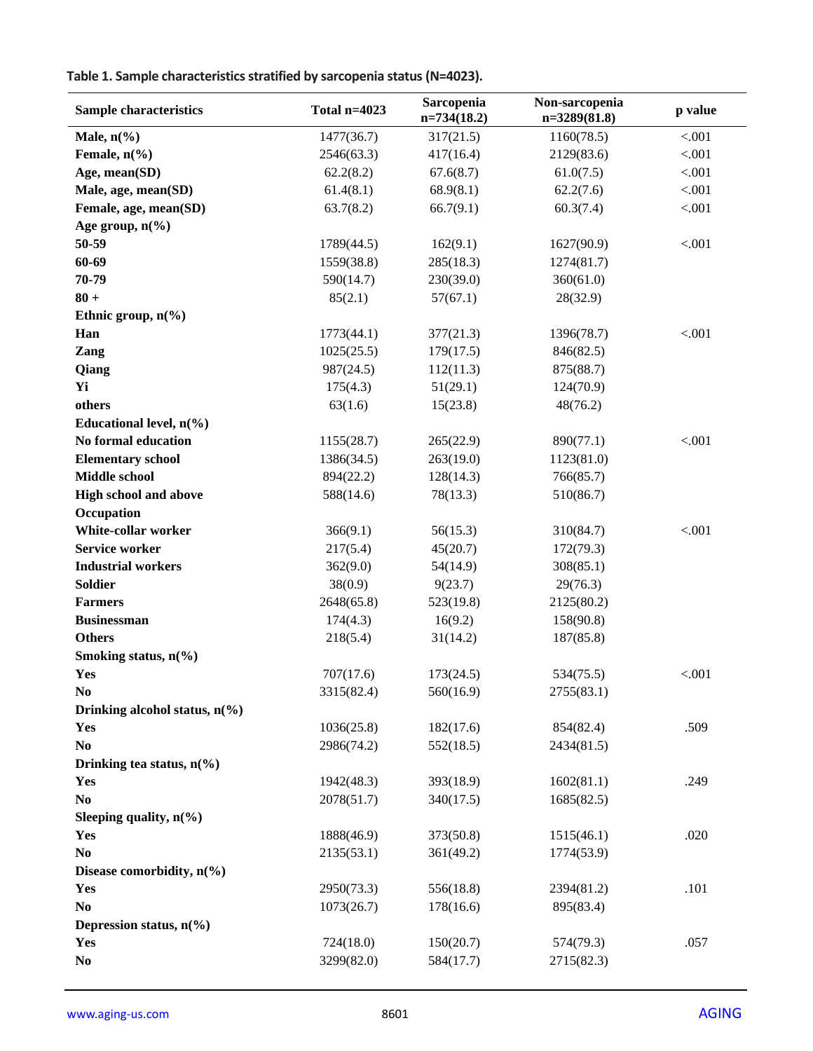**Table 1. Sample characteristics stratified by sarcopenia status (N=4023).**

| Sample characteristics | Total n=4023 | Sarcopenia n=734(18.2) | Non-sarcopenia n=3289(81.8) | p value |
|---|---|---|---|---|
| **Male, n(%)** | 1477(36.7) | 317(21.5) | 1160(78.5) | <.001 |
| **Female, n(%)** | 2546(63.3) | 417(16.4) | 2129(83.6) | <.001 |
| **Age, mean(SD)** | 62.2(8.2) | 67.6(8.7) | 61.0(7.5) | <.001 |
| **Male, age, mean(SD)** | 61.4(8.1) | 68.9(8.1) | 62.2(7.6) | <.001 |
| **Female, age, mean(SD)** | 63.7(8.2) | 66.7(9.1) | 60.3(7.4) | <.001 |
| **Age group, n(%)** | | | | |
| **50-59** | 1789(44.5) | 162(9.1) | 1627(90.9) | <.001 |
| **60-69** | 1559(38.8) | 285(18.3) | 1274(81.7) | |
| **70-79** | 590(14.7) | 230(39.0) | 360(61.0) | |
| **80 +** | 85(2.1) | 57(67.1) | 28(32.9) | |
| **Ethnic group, n(%)** | | | | |
| **Han** | 1773(44.1) | 377(21.3) | 1396(78.7) | <.001 |
| **Zang** | 1025(25.5) | 179(17.5) | 846(82.5) | |
| **Qiang** | 987(24.5) | 112(11.3) | 875(88.7) | |
| **Yi** | 175(4.3) | 51(29.1) | 124(70.9) | |
| **others** | 63(1.6) | 15(23.8) | 48(76.2) | |
| **Educational level, n(%)** | | | | |
| **No formal education** | 1155(28.7) | 265(22.9) | 890(77.1) | <.001 |
| **Elementary school** | 1386(34.5) | 263(19.0) | 1123(81.0) | |
| **Middle school** | 894(22.2) | 128(14.3) | 766(85.7) | |
| **High school and above** | 588(14.6) | 78(13.3) | 510(86.7) | |
| **Occupation** | | | | |
| **White-collar worker** | 366(9.1) | 56(15.3) | 310(84.7) | <.001 |
| **Service worker** | 217(5.4) | 45(20.7) | 172(79.3) | |
| **Industrial workers** | 362(9.0) | 54(14.9) | 308(85.1) | |
| **Soldier** | 38(0.9) | 9(23.7) | 29(76.3) | |
| **Farmers** | 2648(65.8) | 523(19.8) | 2125(80.2) | |
| **Businessman** | 174(4.3) | 16(9.2) | 158(90.8) | |
| **Others** | 218(5.4) | 31(14.2) | 187(85.8) | |
| **Smoking status, n(%)** | | | | |
| **Yes** | 707(17.6) | 173(24.5) | 534(75.5) | <.001 |
| **No** | 3315(82.4) | 560(16.9) | 2755(83.1) | |
| **Drinking alcohol status, n(%)** | | | | |
| **Yes** | 1036(25.8) | 182(17.6) | 854(82.4) | .509 |
| **No** | 2986(74.2) | 552(18.5) | 2434(81.5) | |
| **Drinking tea status, n(%)** | | | | |
| **Yes** | 1942(48.3) | 393(18.9) | 1602(81.1) | .249 |
| **No** | 2078(51.7) | 340(17.5) | 1685(82.5) | |
| **Sleeping quality, n(%)** | | | | |
| **Yes** | 1888(46.9) | 373(50.8) | 1515(46.1) | .020 |
| **No** | 2135(53.1) | 361(49.2) | 1774(53.9) | |
| **Disease comorbidity, n(%)** | | | | |
| **Yes** | 2950(73.3) | 556(18.8) | 2394(81.2) | .101 |
| **No** | 1073(26.7) | 178(16.6) | 895(83.4) | |
| **Depression status, n(%)** | | | | |
| **Yes** | 724(18.0) | 150(20.7) | 574(79.3) | .057 |
| **No** | 3299(82.0) | 584(17.7) | 2715(82.3) | |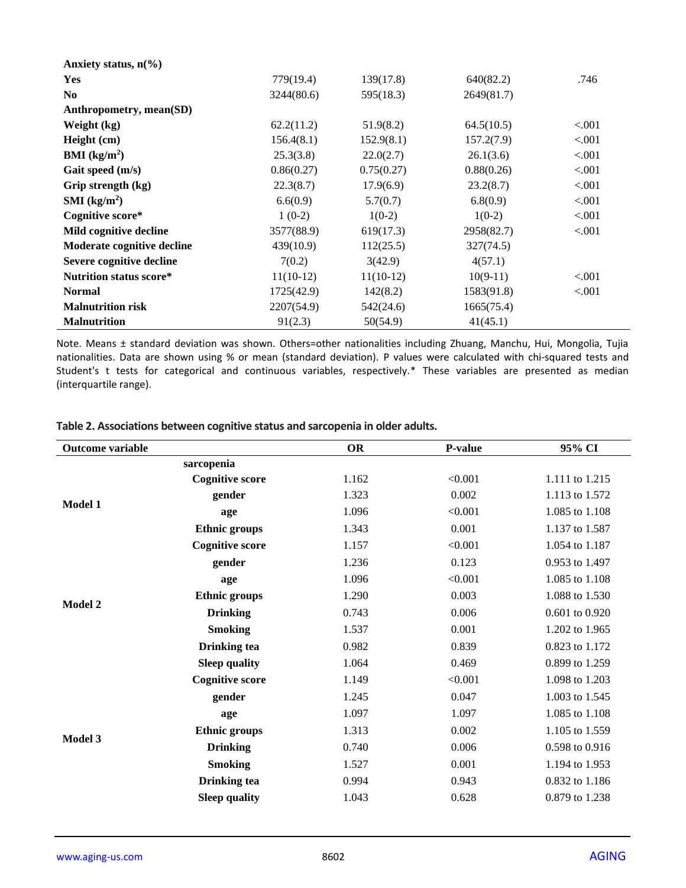| | | | | |
|---|---|---|---|---|
| **Anxiety status, n(%)** | | | | |
| **Yes** | 779(19.4) | 139(17.8) | 640(82.2) | .746 |
| **No** | 3244(80.6) | 595(18.3) | 2649(81.7) | |
| **Anthropometry, mean(SD)** | | | | |
| **Weight (kg)** | 62.2(11.2) | 51.9(8.2) | 64.5(10.5) | <.001 |
| **Height (cm)** | 156.4(8.1) | 152.9(8.1) | 157.2(7.9) | <.001 |
| **BMI (kg/m$^2$)** | 25.3(3.8) | 22.0(2.7) | 26.1(3.6) | <.001 |
| **Gait speed (m/s)** | 0.86(0.27) | 0.75(0.27) | 0.88(0.26) | <.001 |
| **Grip strength (kg)** | 22.3(8.7) | 17.9(6.9) | 23.2(8.7) | <.001 |
| **SMI (kg/m$^2$)** | 6.6(0.9) | 5.7(0.7) | 6.8(0.9) | <.001 |
| **Cognitive score*** | 1 (0-2) | 1(0-2) | 1(0-2) | <.001 |
| **Mild cognitive decline** | 3577(88.9) | 619(17.3) | 2958(82.7) | <.001 |
| **Moderate cognitive decline** | 439(10.9) | 112(25.5) | 327(74.5) | |
| **Severe cognitive decline** | 7(0.2) | 3(42.9) | 4(57.1) | |
| **Nutrition status score*** | 11(10-12) | 11(10-12) | 10(9-11) | <.001 |
| **Normal** | 1725(42.9) | 142(8.2) | 1583(91.8) | <.001 |
| **Malnutrition risk** | 2207(54.9) | 542(24.6) | 1665(75.4) | |
| **Malnutrition** | 91(2.3) | 50(54.9) | 41(45.1) | |

Note. Means ± standard deviation was shown. Others=other nationalities including Zhuang, Manchu, Hui, Mongolia, Tujia nationalities. Data are shown using % or mean (standard deviation). P values were calculated with chi-squared tests and Student's t tests for categorical and continuous variables, respectively.* These variables are presented as median (interquartile range).

**Table 2. Associations between cognitive status and sarcopenia in older adults.**

| Outcome variable | | OR | P-value | 95% CI |
|---|---|---|---|---|
| | **sarcopenia** | | | |
| **Model 1** | **Cognitive score** | 1.162 | <0.001 | 1.111 to 1.215 |
| | **gender** | 1.323 | 0.002 | 1.113 to 1.572 |
| | **age** | 1.096 | <0.001 | 1.085 to 1.108 |
| | **Ethnic groups** | 1.343 | 0.001 | 1.137 to 1.587 |
| **Model 2** | **Cognitive score** | 1.157 | <0.001 | 1.054 to 1.187 |
| | **gender** | 1.236 | 0.123 | 0.953 to 1.497 |
| | **age** | 1.096 | <0.001 | 1.085 to 1.108 |
| | **Ethnic groups** | 1.290 | 0.003 | 1.088 to 1.530 |
| | **Drinking** | 0.743 | 0.006 | 0.601 to 0.920 |
| | **Smoking** | 1.537 | 0.001 | 1.202 to 1.965 |
| | **Drinking tea** | 0.982 | 0.839 | 0.823 to 1.172 |
| | **Sleep quality** | 1.064 | 0.469 | 0.899 to 1.259 |
| **Model 3** | **Cognitive score** | 1.149 | <0.001 | 1.098 to 1.203 |
| | **gender** | 1.245 | 0.047 | 1.003 to 1.545 |
| | **age** | 1.097 | 1.097 | 1.085 to 1.108 |
| | **Ethnic groups** | 1.313 | 0.002 | 1.105 to 1.559 |
| | **Drinking** | 0.740 | 0.006 | 0.598 to 0.916 |
| | **Smoking** | 1.527 | 0.001 | 1.194 to 1.953 |
| | **Drinking tea** | 0.994 | 0.943 | 0.832 to 1.186 |
| | **Sleep quality** | 1.043 | 0.628 | 0.879 to 1.238 |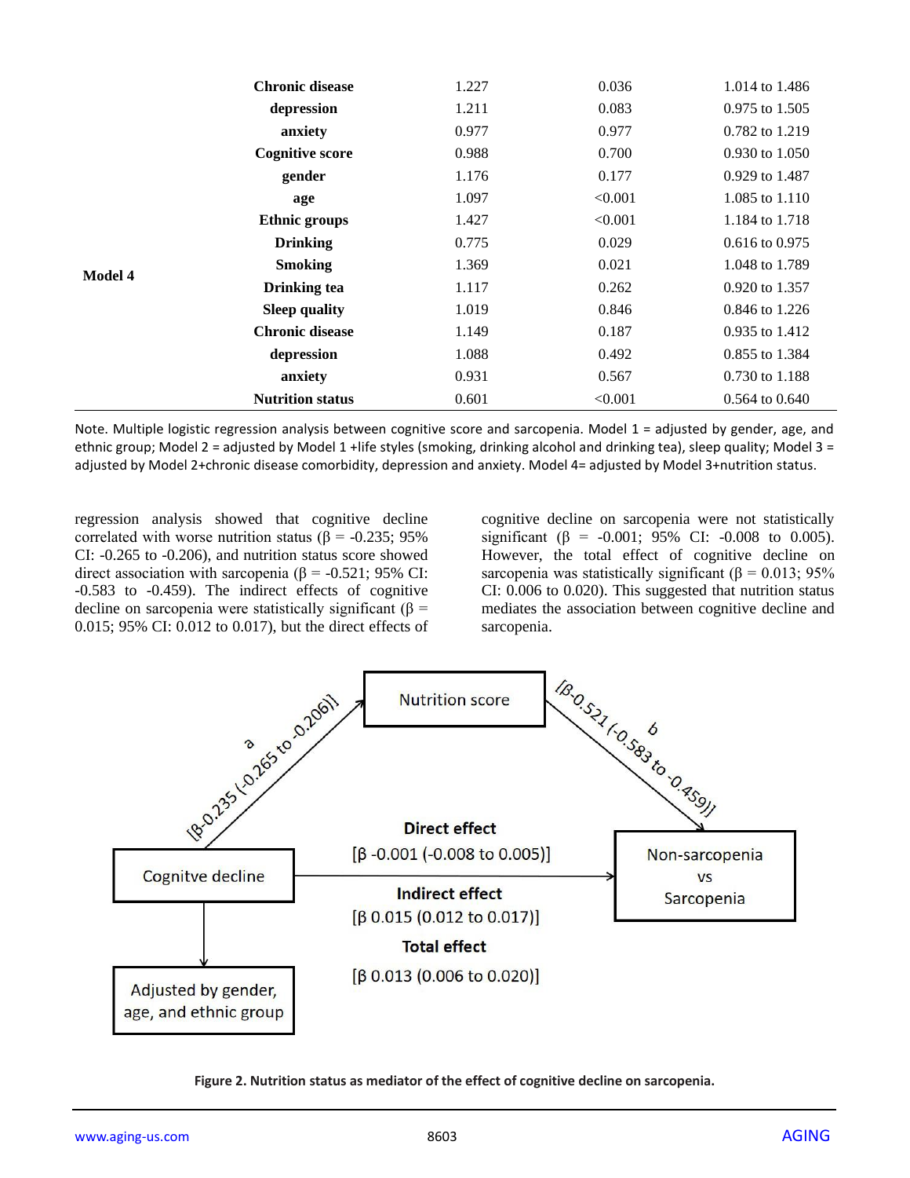| | Chronic disease | 1.227 | 0.036 | 1.014 to 1.486 |
|---|---|---|---|---|
| | depression | 1.211 | 0.083 | 0.975 to 1.505 |
| | anxiety | 0.977 | 0.977 | 0.782 to 1.219 |
| | Cognitive score | 0.988 | 0.700 | 0.930 to 1.050 |
| Model 4 | gender | 1.176 | 0.177 | 0.929 to 1.487 |
| | age | 1.097 | <0.001 | 1.085 to 1.110 |
| | Ethnic groups | 1.427 | <0.001 | 1.184 to 1.718 |
| | Drinking | 0.775 | 0.029 | 0.616 to 0.975 |
| | Smoking | 1.369 | 0.021 | 1.048 to 1.789 |
| | Drinking tea | 1.117 | 0.262 | 0.920 to 1.357 |
| | Sleep quality | 1.019 | 0.846 | 0.846 to 1.226 |
| | Chronic disease | 1.149 | 0.187 | 0.935 to 1.412 |
| | depression | 1.088 | 0.492 | 0.855 to 1.384 |
| | anxiety | 0.931 | 0.567 | 0.730 to 1.188 |
| | Nutrition status | 0.601 | <0.001 | 0.564 to 0.640 |

Note. Multiple logistic regression analysis between cognitive score and sarcopenia. Model 1 = adjusted by gender, age, and ethnic group; Model 2 = adjusted by Model 1 +life styles (smoking, drinking alcohol and drinking tea), sleep quality; Model 3 = adjusted by Model 2+chronic disease comorbidity, depression and anxiety. Model 4= adjusted by Model 3+nutrition status.

regression analysis showed that cognitive decline correlated with worse nutrition status (β = -0.235; 95% CI: -0.265 to -0.206), and nutrition status score showed direct association with sarcopenia (β = -0.521; 95% CI: -0.583 to -0.459). The indirect effects of cognitive decline on sarcopenia were statistically significant (β = 0.015; 95% CI: 0.012 to 0.017), but the direct effects of cognitive decline on sarcopenia were not statistically significant (β = -0.001; 95% CI: -0.008 to 0.005). However, the total effect of cognitive decline on sarcopenia was statistically significant (β = 0.013; 95% CI: 0.006 to 0.020). This suggested that nutrition status mediates the association between cognitive decline and sarcopenia.

**Figure 2. Nutrition status as mediator of the effect of cognitive decline on sarcopenia.**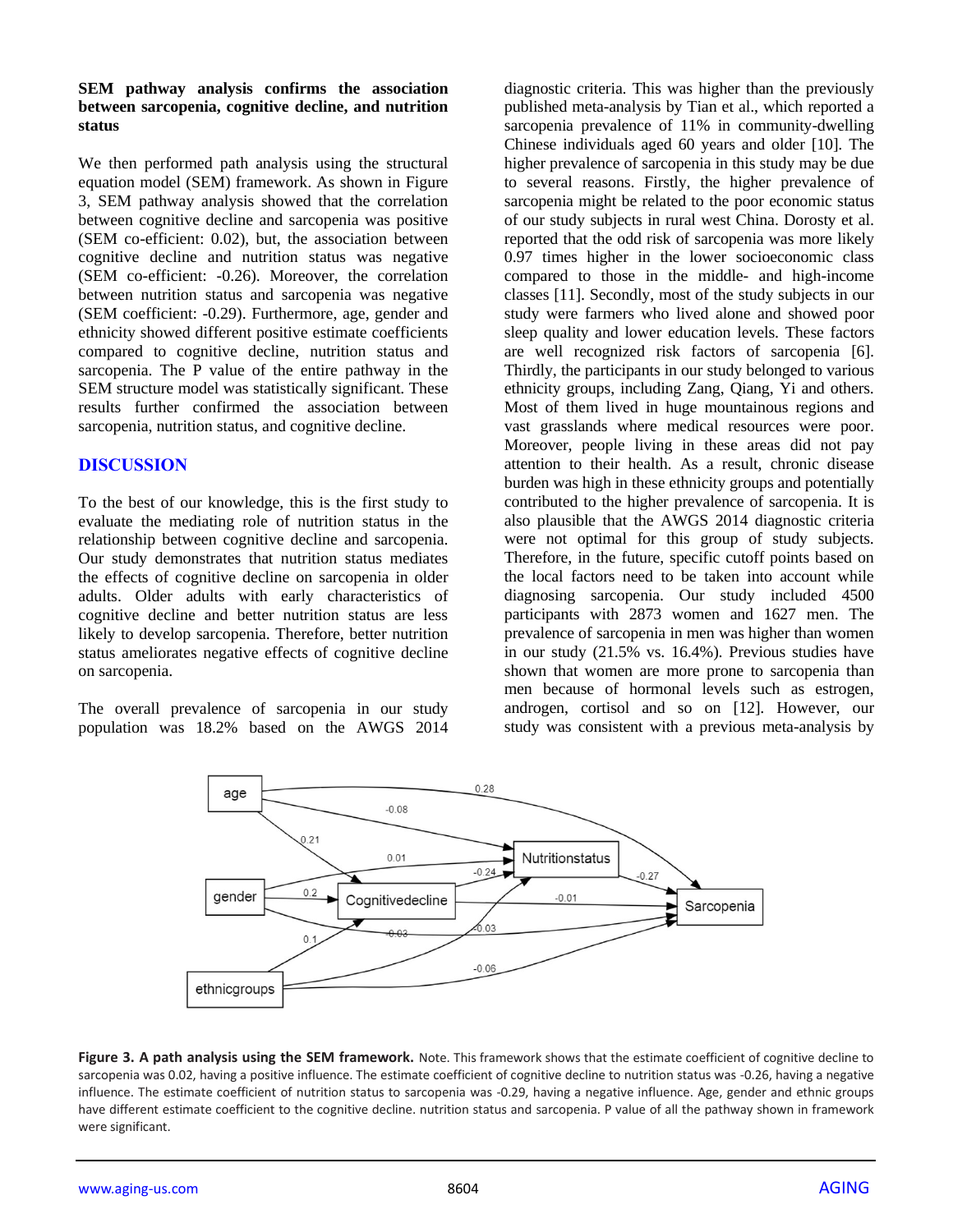### SEM pathway analysis confirms the association between sarcopenia, cognitive decline, and nutrition status

We then performed path analysis using the structural equation model (SEM) framework. As shown in Figure 3, SEM pathway analysis showed that the correlation between cognitive decline and sarcopenia was positive (SEM co-efficient: 0.02), but, the association between cognitive decline and nutrition status was negative (SEM co-efficient: -0.26). Moreover, the correlation between nutrition status and sarcopenia was negative (SEM coefficient: -0.29). Furthermore, age, gender and ethnicity showed different positive estimate coefficients compared to cognitive decline, nutrition status and sarcopenia. The P value of the entire pathway in the SEM structure model was statistically significant. These results further confirmed the association between sarcopenia, nutrition status, and cognitive decline.

## DISCUSSION

To the best of our knowledge, this is the first study to evaluate the mediating role of nutrition status in the relationship between cognitive decline and sarcopenia. Our study demonstrates that nutrition status mediates the effects of cognitive decline on sarcopenia in older adults. Older adults with early characteristics of cognitive decline and better nutrition status are less likely to develop sarcopenia. Therefore, better nutrition status ameliorates negative effects of cognitive decline on sarcopenia.

The overall prevalence of sarcopenia in our study population was 18.2% based on the AWGS 2014 diagnostic criteria. This was higher than the previously published meta-analysis by Tian et al., which reported a sarcopenia prevalence of 11% in community-dwelling Chinese individuals aged 60 years and older [10]. The higher prevalence of sarcopenia in this study may be due to several reasons. Firstly, the higher prevalence of sarcopenia might be related to the poor economic status of our study subjects in rural west China. Dorosty et al. reported that the odd risk of sarcopenia was more likely 0.97 times higher in the lower socioeconomic class compared to those in the middle- and high-income classes [11]. Secondly, most of the study subjects in our study were farmers who lived alone and showed poor sleep quality and lower education levels. These factors are well recognized risk factors of sarcopenia [6]. Thirdly, the participants in our study belonged to various ethnicity groups, including Zang, Qiang, Yi and others. Most of them lived in huge mountainous regions and vast grasslands where medical resources were poor. Moreover, people living in these areas did not pay attention to their health. As a result, chronic disease burden was high in these ethnicity groups and potentially contributed to the higher prevalence of sarcopenia. It is also plausible that the AWGS 2014 diagnostic criteria were not optimal for this group of study subjects. Therefore, in the future, specific cutoff points based on the local factors need to be taken into account while diagnosing sarcopenia. Our study included 4500 participants with 2873 women and 1627 men. The prevalence of sarcopenia in men was higher than women in our study (21.5% vs. 16.4%). Previous studies have shown that women are more prone to sarcopenia than men because of hormonal levels such as estrogen, androgen, cortisol and so on [12]. However, our study was consistent with a previous meta-analysis by

**Figure 3. A path analysis using the SEM framework.** Note. This framework shows that the estimate coefficient of cognitive decline to sarcopenia was 0.02, having a positive influence. The estimate coefficient of cognitive decline to nutrition status was -0.26, having a negative influence. The estimate coefficient of nutrition status to sarcopenia was -0.29, having a negative influence. Age, gender and ethnic groups have different estimate coefficient to the cognitive decline. nutrition status and sarcopenia. P value of all the pathway shown in framework were significant.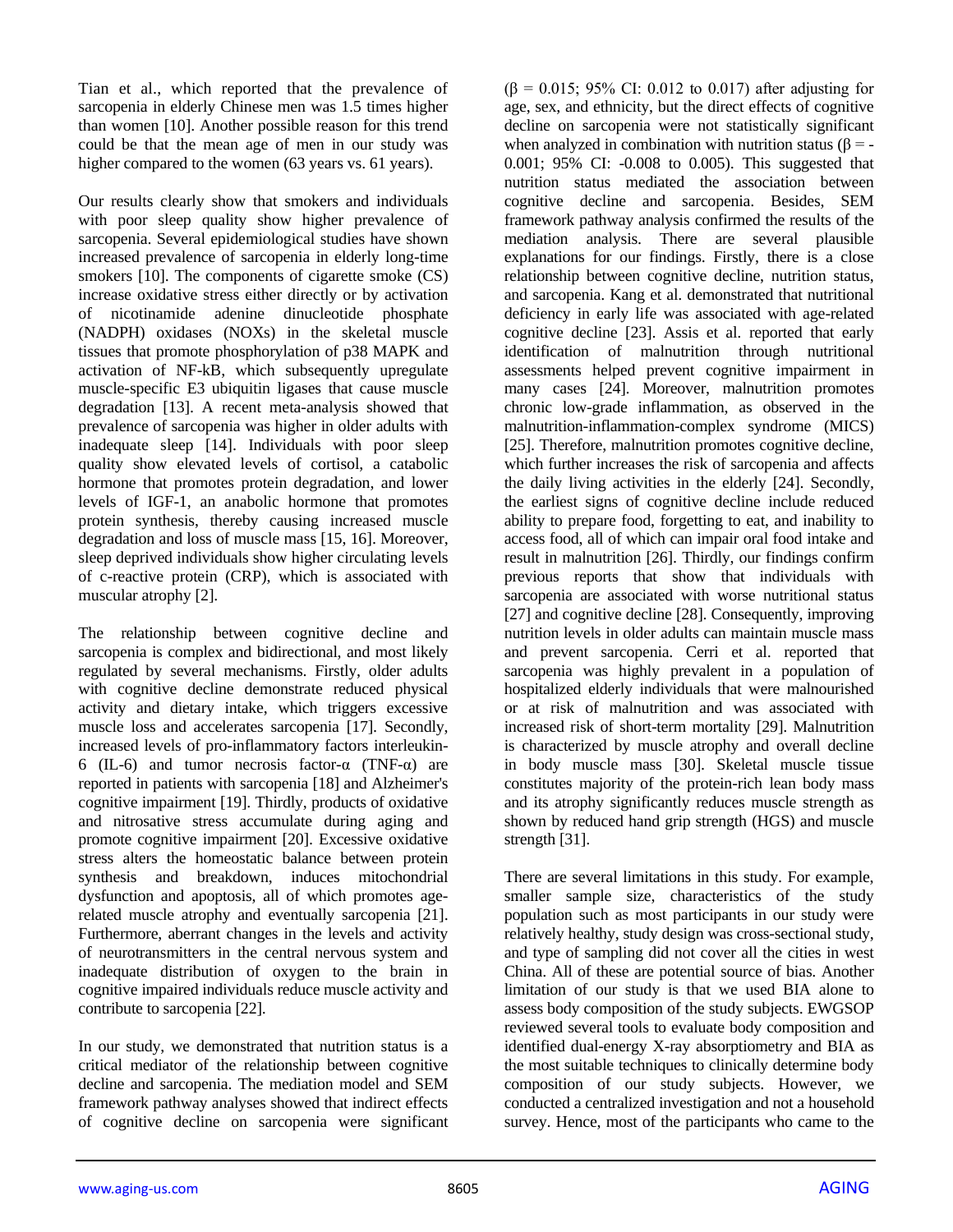Tian et al., which reported that the prevalence of sarcopenia in elderly Chinese men was 1.5 times higher than women [10]. Another possible reason for this trend could be that the mean age of men in our study was higher compared to the women (63 years vs. 61 years).

Our results clearly show that smokers and individuals with poor sleep quality show higher prevalence of sarcopenia. Several epidemiological studies have shown increased prevalence of sarcopenia in elderly long-time smokers [10]. The components of cigarette smoke (CS) increase oxidative stress either directly or by activation of nicotinamide adenine dinucleotide phosphate (NADPH) oxidases (NOXs) in the skeletal muscle tissues that promote phosphorylation of p38 MAPK and activation of NF-kB, which subsequently upregulate muscle-specific E3 ubiquitin ligases that cause muscle degradation [13]. A recent meta-analysis showed that prevalence of sarcopenia was higher in older adults with inadequate sleep [14]. Individuals with poor sleep quality show elevated levels of cortisol, a catabolic hormone that promotes protein degradation, and lower levels of IGF-1, an anabolic hormone that promotes protein synthesis, thereby causing increased muscle degradation and loss of muscle mass [15, 16]. Moreover, sleep deprived individuals show higher circulating levels of c-reactive protein (CRP), which is associated with muscular atrophy [2].

The relationship between cognitive decline and sarcopenia is complex and bidirectional, and most likely regulated by several mechanisms. Firstly, older adults with cognitive decline demonstrate reduced physical activity and dietary intake, which triggers excessive muscle loss and accelerates sarcopenia [17]. Secondly, increased levels of pro-inflammatory factors interleukin-6 (IL-6) and tumor necrosis factor-α (TNF-α) are reported in patients with sarcopenia [18] and Alzheimer's cognitive impairment [19]. Thirdly, products of oxidative and nitrosative stress accumulate during aging and promote cognitive impairment [20]. Excessive oxidative stress alters the homeostatic balance between protein synthesis and breakdown, induces mitochondrial dysfunction and apoptosis, all of which promotes age-related muscle atrophy and eventually sarcopenia [21]. Furthermore, aberrant changes in the levels and activity of neurotransmitters in the central nervous system and inadequate distribution of oxygen to the brain in cognitive impaired individuals reduce muscle activity and contribute to sarcopenia [22].

In our study, we demonstrated that nutrition status is a critical mediator of the relationship between cognitive decline and sarcopenia. The mediation model and SEM framework pathway analyses showed that indirect effects of cognitive decline on sarcopenia were significant ($\beta = 0.015$; 95% CI: 0.012 to 0.017) after adjusting for age, sex, and ethnicity, but the direct effects of cognitive decline on sarcopenia were not statistically significant when analyzed in combination with nutrition status ($\beta = -0.001$; 95% CI: -0.008 to 0.005). This suggested that nutrition status mediated the association between cognitive decline and sarcopenia. Besides, SEM framework pathway analysis confirmed the results of the mediation analysis. There are several plausible explanations for our findings. Firstly, there is a close relationship between cognitive decline, nutrition status, and sarcopenia. Kang et al. demonstrated that nutritional deficiency in early life was associated with age-related cognitive decline [23]. Assis et al. reported that early identification of malnutrition through nutritional assessments helped prevent cognitive impairment in many cases [24]. Moreover, malnutrition promotes chronic low-grade inflammation, as observed in the malnutrition-inflammation-complex syndrome (MICS) [25]. Therefore, malnutrition promotes cognitive decline, which further increases the risk of sarcopenia and affects the daily living activities in the elderly [24]. Secondly, the earliest signs of cognitive decline include reduced ability to prepare food, forgetting to eat, and inability to access food, all of which can impair oral food intake and result in malnutrition [26]. Thirdly, our findings confirm previous reports that show that individuals with sarcopenia are associated with worse nutritional status [27] and cognitive decline [28]. Consequently, improving nutrition levels in older adults can maintain muscle mass and prevent sarcopenia. Cerri et al. reported that sarcopenia was highly prevalent in a population of hospitalized elderly individuals that were malnourished or at risk of malnutrition and was associated with increased risk of short-term mortality [29]. Malnutrition is characterized by muscle atrophy and overall decline in body muscle mass [30]. Skeletal muscle tissue constitutes majority of the protein-rich lean body mass and its atrophy significantly reduces muscle strength as shown by reduced hand grip strength (HGS) and muscle strength [31].

There are several limitations in this study. For example, smaller sample size, characteristics of the study population such as most participants in our study were relatively healthy, study design was cross-sectional study, and type of sampling did not cover all the cities in west China. All of these are potential source of bias. Another limitation of our study is that we used BIA alone to assess body composition of the study subjects. EWGSOP reviewed several tools to evaluate body composition and identified dual-energy X-ray absorptiometry and BIA as the most suitable techniques to clinically determine body composition of our study subjects. However, we conducted a centralized investigation and not a household survey. Hence, most of the participants who came to the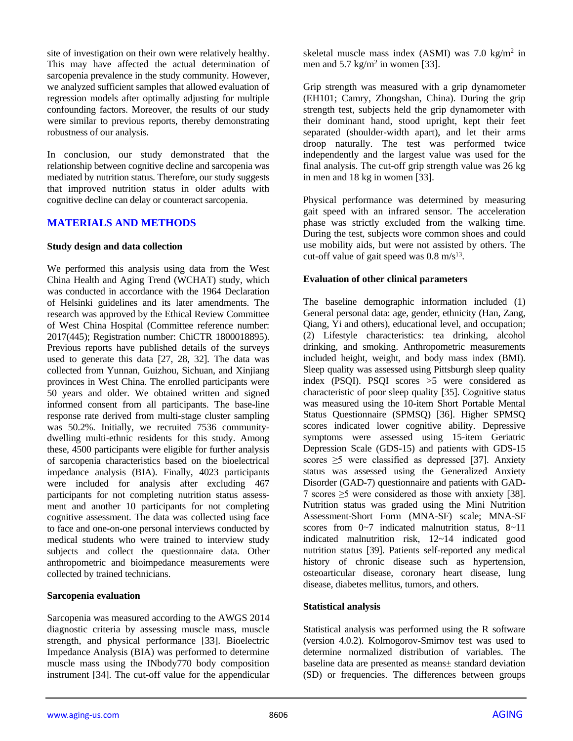site of investigation on their own were relatively healthy. This may have affected the actual determination of sarcopenia prevalence in the study community. However, we analyzed sufficient samples that allowed evaluation of regression models after optimally adjusting for multiple confounding factors. Moreover, the results of our study were similar to previous reports, thereby demonstrating robustness of our analysis.

In conclusion, our study demonstrated that the relationship between cognitive decline and sarcopenia was mediated by nutrition status. Therefore, our study suggests that improved nutrition status in older adults with cognitive decline can delay or counteract sarcopenia.

## MATERIALS AND METHODS

### Study design and data collection

We performed this analysis using data from the West China Health and Aging Trend (WCHAT) study, which was conducted in accordance with the 1964 Declaration of Helsinki guidelines and its later amendments. The research was approved by the Ethical Review Committee of West China Hospital (Committee reference number: 2017(445); Registration number: ChiCTR 1800018895). Previous reports have published details of the surveys used to generate this data [27, 28, 32]. The data was collected from Yunnan, Guizhou, Sichuan, and Xinjiang provinces in West China. The enrolled participants were 50 years and older. We obtained written and signed informed consent from all participants. The base-line response rate derived from multi-stage cluster sampling was 50.2%. Initially, we recruited 7536 community-dwelling multi-ethnic residents for this study. Among these, 4500 participants were eligible for further analysis of sarcopenia characteristics based on the bioelectrical impedance analysis (BIA). Finally, 4023 participants were included for analysis after excluding 467 participants for not completing nutrition status assessment and another 10 participants for not completing cognitive assessment. The data was collected using face to face and one-on-one personal interviews conducted by medical students who were trained to interview study subjects and collect the questionnaire data. Other anthropometric and bioimpedance measurements were collected by trained technicians.

### Sarcopenia evaluation

Sarcopenia was measured according to the AWGS 2014 diagnostic criteria by assessing muscle mass, muscle strength, and physical performance [33]. Bioelectric Impedance Analysis (BIA) was performed to determine muscle mass using the INbody770 body composition instrument [34]. The cut-off value for the appendicular skeletal muscle mass index (ASMI) was 7.0 kg/m$^2$ in men and 5.7 kg/m$^2$ in women [33].

Grip strength was measured with a grip dynamometer (EH101; Camry, Zhongshan, China). During the grip strength test, subjects held the grip dynamometer with their dominant hand, stood upright, kept their feet separated (shoulder-width apart), and let their arms droop naturally. The test was performed twice independently and the largest value was used for the final analysis. The cut-off grip strength value was 26 kg in men and 18 kg in women [33].

Physical performance was determined by measuring gait speed with an infrared sensor. The acceleration phase was strictly excluded from the walking time. During the test, subjects wore common shoes and could use mobility aids, but were not assisted by others. The cut-off value of gait speed was 0.8 m/s[13].

### Evaluation of other clinical parameters

The baseline demographic information included (1) General personal data: age, gender, ethnicity (Han, Zang, Qiang, Yi and others), educational level, and occupation; (2) Lifestyle characteristics: tea drinking, alcohol drinking, and smoking. Anthropometric measurements included height, weight, and body mass index (BMI). Sleep quality was assessed using Pittsburgh sleep quality index (PSQI). PSQI scores >5 were considered as characteristic of poor sleep quality [35]. Cognitive status was measured using the 10-item Short Portable Mental Status Questionnaire (SPMSQ) [36]. Higher SPMSQ scores indicated lower cognitive ability. Depressive symptoms were assessed using 15-item Geriatric Depression Scale (GDS-15) and patients with GDS-15 scores ≥5 were classified as depressed [37]. Anxiety status was assessed using the Generalized Anxiety Disorder (GAD-7) questionnaire and patients with GAD-7 scores ≥5 were considered as those with anxiety [38]. Nutrition status was graded using the Mini Nutrition Assessment-Short Form (MNA-SF) scale; MNA-SF scores from 0~7 indicated malnutrition status, 8~11 indicated malnutrition risk, 12~14 indicated good nutrition status [39]. Patients self-reported any medical history of chronic disease such as hypertension, osteoarticular disease, coronary heart disease, lung disease, diabetes mellitus, tumors, and others.

### Statistical analysis

Statistical analysis was performed using the R software (version 4.0.2). Kolmogorov-Smirnov test was used to determine normalized distribution of variables. The baseline data are presented as means± standard deviation (SD) or frequencies. The differences between groups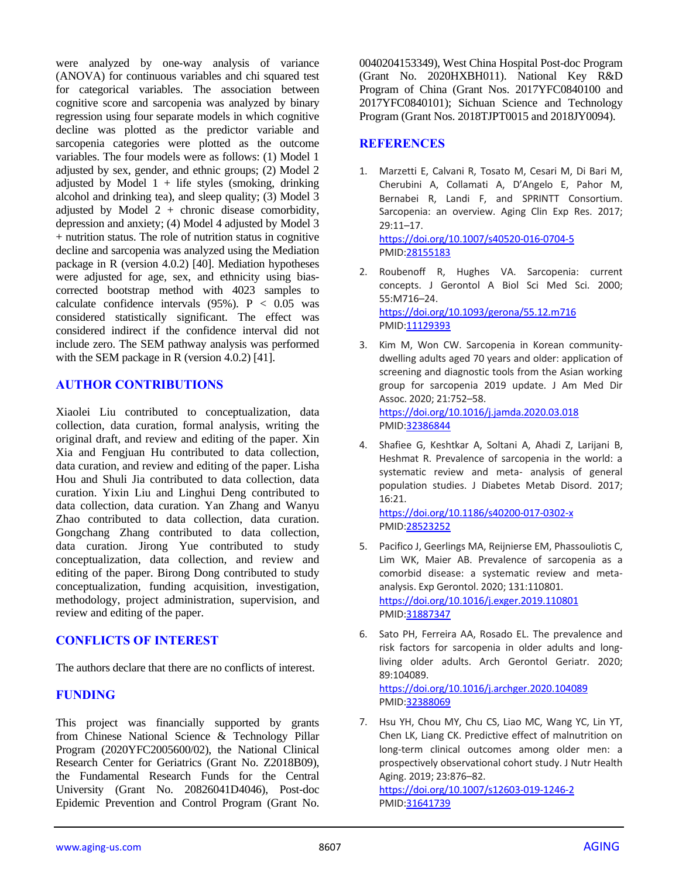were analyzed by one-way analysis of variance (ANOVA) for continuous variables and chi squared test for categorical variables. The association between cognitive score and sarcopenia was analyzed by binary regression using four separate models in which cognitive decline was plotted as the predictor variable and sarcopenia categories were plotted as the outcome variables. The four models were as follows: (1) Model 1 adjusted by sex, gender, and ethnic groups; (2) Model 2 adjusted by Model 1 + life styles (smoking, drinking alcohol and drinking tea), and sleep quality; (3) Model 3 adjusted by Model 2 + chronic disease comorbidity, depression and anxiety; (4) Model 4 adjusted by Model 3 + nutrition status. The role of nutrition status in cognitive decline and sarcopenia was analyzed using the Mediation package in R (version 4.0.2) [40]. Mediation hypotheses were adjusted for age, sex, and ethnicity using bias-corrected bootstrap method with 4023 samples to calculate confidence intervals (95%). $P < 0.05$ was considered statistically significant. The effect was considered indirect if the confidence interval did not include zero. The SEM pathway analysis was performed with the SEM package in R (version 4.0.2) [41].

## AUTHOR CONTRIBUTIONS

Xiaolei Liu contributed to conceptualization, data collection, data curation, formal analysis, writing the original draft, and review and editing of the paper. Xin Xia and Fengjuan Hu contributed to data collection, data curation, and review and editing of the paper. Lisha Hou and Shuli Jia contributed to data collection, data curation. Yixin Liu and Linghui Deng contributed to data collection, data curation. Yan Zhang and Wanyu Zhao contributed to data collection, data curation. Gongchang Zhang contributed to data collection, data curation. Jirong Yue contributed to study conceptualization, data collection, and review and editing of the paper. Birong Dong contributed to study conceptualization, funding acquisition, investigation, methodology, project administration, supervision, and review and editing of the paper.

## CONFLICTS OF INTEREST

The authors declare that there are no conflicts of interest.

## FUNDING

This project was financially supported by grants from Chinese National Science & Technology Pillar Program (2020YFC2005600/02), the National Clinical Research Center for Geriatrics (Grant No. Z2018B09), the Fundamental Research Funds for the Central University (Grant No. 20826041D4046), Post-doc Epidemic Prevention and Control Program (Grant No. 0040204153349), West China Hospital Post-doc Program (Grant No. 2020HXBH011). National Key R&D Program of China (Grant Nos. 2017YFC0840100 and 2017YFC0840101); Sichuan Science and Technology Program (Grant Nos. 2018TJPT0015 and 2018JY0094).

## REFERENCES

1. Marzetti E, Calvani R, Tosato M, Cesari M, Di Bari M, Cherubini A, Collamati A, D'Angelo E, Pahor M, Bernabei R, Landi F, and SPRINTT Consortium. Sarcopenia: an overview. Aging Clin Exp Res. 2017; 29:11–17.
https://doi.org/10.1007/s40520-016-0704-5
PMID:28155183

2. Roubenoff R, Hughes VA. Sarcopenia: current concepts. J Gerontol A Biol Sci Med Sci. 2000; 55:M716–24.
https://doi.org/10.1093/gerona/55.12.m716
PMID:11129393

3. Kim M, Won CW. Sarcopenia in Korean community-dwelling adults aged 70 years and older: application of screening and diagnostic tools from the Asian working group for sarcopenia 2019 update. J Am Med Dir Assoc. 2020; 21:752–58.
https://doi.org/10.1016/j.jamda.2020.03.018
PMID:32386844

4. Shafiee G, Keshtkar A, Soltani A, Ahadi Z, Larijani B, Heshmat R. Prevalence of sarcopenia in the world: a systematic review and meta- analysis of general population studies. J Diabetes Metab Disord. 2017; 16:21.
https://doi.org/10.1186/s40200-017-0302-x
PMID:28523252

5. Pacifico J, Geerlings MA, Reijnierse EM, Phassouliotis C, Lim WK, Maier AB. Prevalence of sarcopenia as a comorbid disease: a systematic review and meta-analysis. Exp Gerontol. 2020; 131:110801.
https://doi.org/10.1016/j.exger.2019.110801
PMID:31887347

6. Sato PH, Ferreira AA, Rosado EL. The prevalence and risk factors for sarcopenia in older adults and long-living older adults. Arch Gerontol Geriatr. 2020; 89:104089.
https://doi.org/10.1016/j.archger.2020.104089
PMID:32388069

7. Hsu YH, Chou MY, Chu CS, Liao MC, Wang YC, Lin YT, Chen LK, Liang CK. Predictive effect of malnutrition on long-term clinical outcomes among older men: a prospectively observational cohort study. J Nutr Health Aging. 2019; 23:876–82.
https://doi.org/10.1007/s12603-019-1246-2
PMID:31641739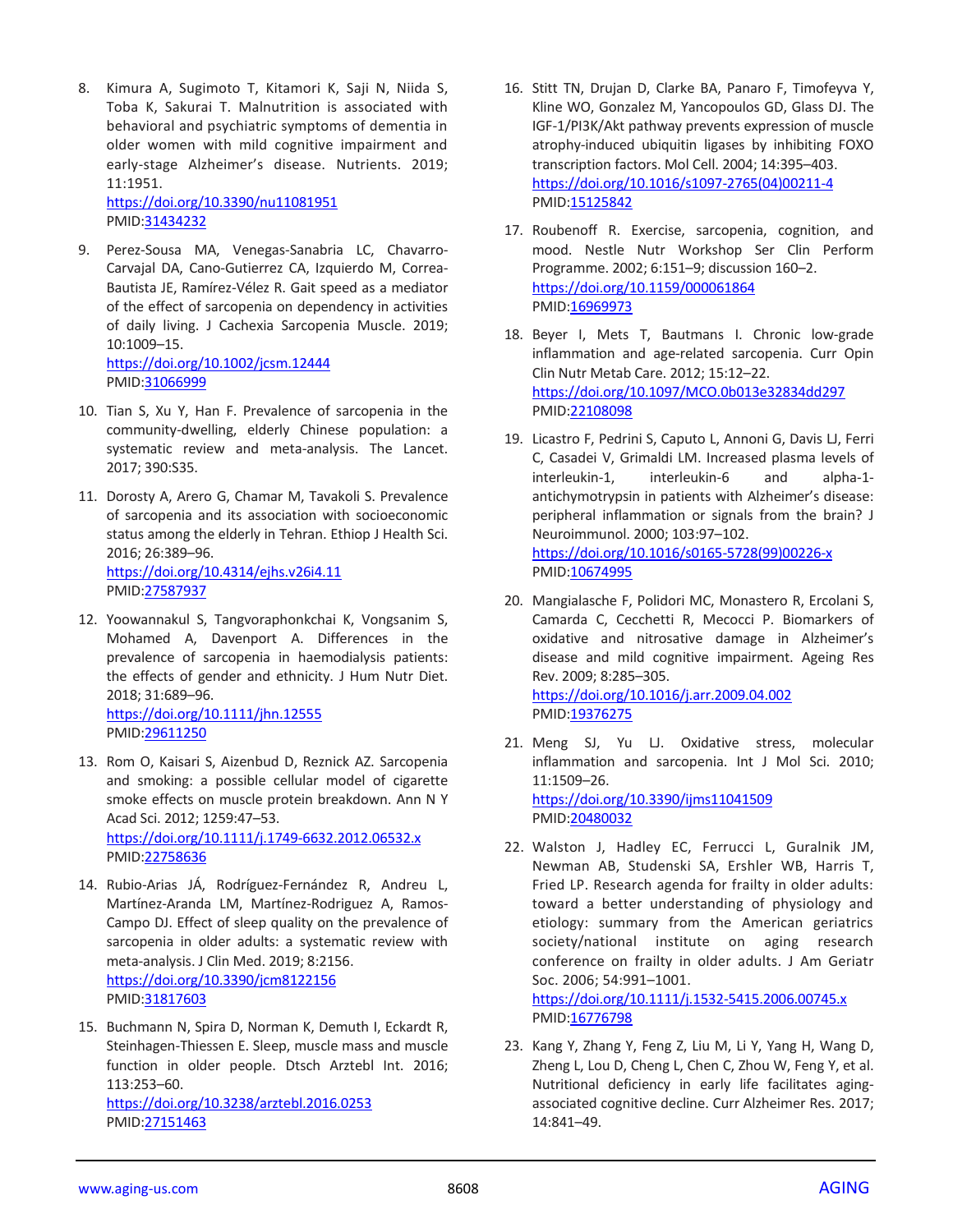8. Kimura A, Sugimoto T, Kitamori K, Saji N, Niida S, Toba K, Sakurai T. Malnutrition is associated with behavioral and psychiatric symptoms of dementia in older women with mild cognitive impairment and early-stage Alzheimer's disease. Nutrients. 2019; 11:1951.
https://doi.org/10.3390/nu11081951
PMID:31434232

9. Perez-Sousa MA, Venegas-Sanabria LC, Chavarro-Carvajal DA, Cano-Gutierrez CA, Izquierdo M, Correa-Bautista JE, Ramírez-Vélez R. Gait speed as a mediator of the effect of sarcopenia on dependency in activities of daily living. J Cachexia Sarcopenia Muscle. 2019; 10:1009–15.
https://doi.org/10.1002/jcsm.12444
PMID:31066999

10. Tian S, Xu Y, Han F. Prevalence of sarcopenia in the community-dwelling, elderly Chinese population: a systematic review and meta-analysis. The Lancet. 2017; 390:S35.

11. Dorosty A, Arero G, Chamar M, Tavakoli S. Prevalence of sarcopenia and its association with socioeconomic status among the elderly in Tehran. Ethiop J Health Sci. 2016; 26:389–96.
https://doi.org/10.4314/ejhs.v26i4.11
PMID:27587937

12. Yoowannakul S, Tangvoraphonkchai K, Vongsanim S, Mohamed A, Davenport A. Differences in the prevalence of sarcopenia in haemodialysis patients: the effects of gender and ethnicity. J Hum Nutr Diet. 2018; 31:689–96.
https://doi.org/10.1111/jhn.12555
PMID:29611250

13. Rom O, Kaisari S, Aizenbud D, Reznick AZ. Sarcopenia and smoking: a possible cellular model of cigarette smoke effects on muscle protein breakdown. Ann N Y Acad Sci. 2012; 1259:47–53.
https://doi.org/10.1111/j.1749-6632.2012.06532.x
PMID:22758636

14. Rubio-Arias JÁ, Rodríguez-Fernández R, Andreu L, Martínez-Aranda LM, Martínez-Rodriguez A, Ramos-Campo DJ. Effect of sleep quality on the prevalence of sarcopenia in older adults: a systematic review with meta-analysis. J Clin Med. 2019; 8:2156.
https://doi.org/10.3390/jcm8122156
PMID:31817603

15. Buchmann N, Spira D, Norman K, Demuth I, Eckardt R, Steinhagen-Thiessen E. Sleep, muscle mass and muscle function in older people. Dtsch Arztebl Int. 2016; 113:253–60.
https://doi.org/10.3238/arztebl.2016.0253
PMID:27151463

16. Stitt TN, Drujan D, Clarke BA, Panaro F, Timofeyva Y, Kline WO, Gonzalez M, Yancopoulos GD, Glass DJ. The IGF-1/PI3K/Akt pathway prevents expression of muscle atrophy-induced ubiquitin ligases by inhibiting FOXO transcription factors. Mol Cell. 2004; 14:395–403.
https://doi.org/10.1016/s1097-2765(04)00211-4
PMID:15125842

17. Roubenoff R. Exercise, sarcopenia, cognition, and mood. Nestle Nutr Workshop Ser Clin Perform Programme. 2002; 6:151–9; discussion 160–2.
https://doi.org/10.1159/000061864
PMID:16969973

18. Beyer I, Mets T, Bautmans I. Chronic low-grade inflammation and age-related sarcopenia. Curr Opin Clin Nutr Metab Care. 2012; 15:12–22.
https://doi.org/10.1097/MCO.0b013e32834dd297
PMID:22108098

19. Licastro F, Pedrini S, Caputo L, Annoni G, Davis LJ, Ferri C, Casadei V, Grimaldi LM. Increased plasma levels of interleukin-1, interleukin-6 and alpha-1-antichymotrypsin in patients with Alzheimer's disease: peripheral inflammation or signals from the brain? J Neuroimmunol. 2000; 103:97–102.
https://doi.org/10.1016/s0165-5728(99)00226-x
PMID:10674995

20. Mangialasche F, Polidori MC, Monastero R, Ercolani S, Camarda C, Cecchetti R, Mecocci P. Biomarkers of oxidative and nitrosative damage in Alzheimer's disease and mild cognitive impairment. Ageing Res Rev. 2009; 8:285–305.
https://doi.org/10.1016/j.arr.2009.04.002
PMID:19376275

21. Meng SJ, Yu LJ. Oxidative stress, molecular inflammation and sarcopenia. Int J Mol Sci. 2010; 11:1509–26.
https://doi.org/10.3390/ijms11041509
PMID:20480032

22. Walston J, Hadley EC, Ferrucci L, Guralnik JM, Newman AB, Studenski SA, Ershler WB, Harris T, Fried LP. Research agenda for frailty in older adults: toward a better understanding of physiology and etiology: summary from the American geriatrics society/national institute on aging research conference on frailty in older adults. J Am Geriatr Soc. 2006; 54:991–1001.
https://doi.org/10.1111/j.1532-5415.2006.00745.x
PMID:16776798

23. Kang Y, Zhang Y, Feng Z, Liu M, Li Y, Yang H, Wang D, Zheng L, Lou D, Cheng L, Chen C, Zhou W, Feng Y, et al. Nutritional deficiency in early life facilitates aging-associated cognitive decline. Curr Alzheimer Res. 2017; 14:841–49.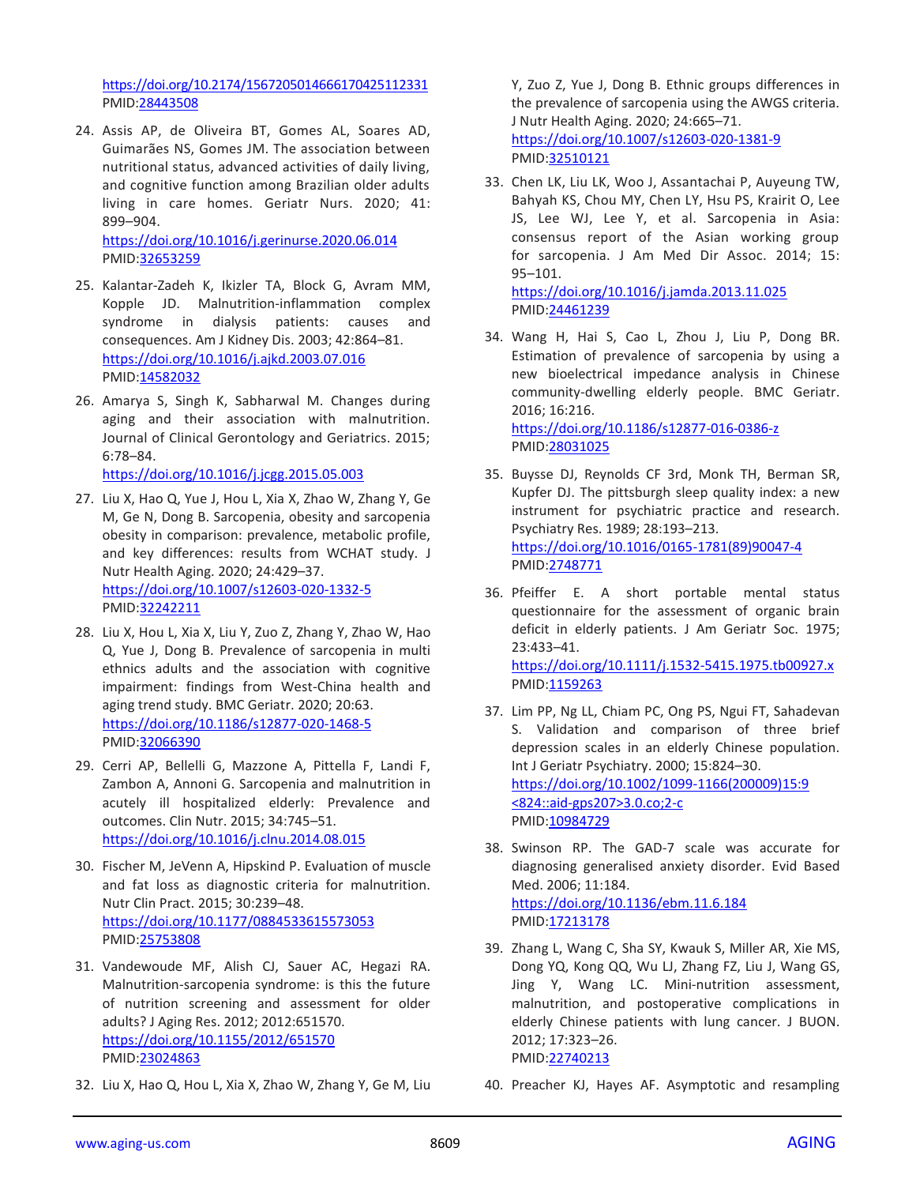https://doi.org/10.2174/1567205014666170425112331
PMID:28443508

24. Assis AP, de Oliveira BT, Gomes AL, Soares AD, Guimarães NS, Gomes JM. The association between nutritional status, advanced activities of daily living, and cognitive function among Brazilian older adults living in care homes. Geriatr Nurs. 2020; 41: 899–904.
https://doi.org/10.1016/j.gerinurse.2020.06.014
PMID:32653259

25. Kalantar-Zadeh K, Ikizler TA, Block G, Avram MM, Kopple JD. Malnutrition-inflammation complex syndrome in dialysis patients: causes and consequences. Am J Kidney Dis. 2003; 42:864–81.
https://doi.org/10.1016/j.ajkd.2003.07.016
PMID:14582032

26. Amarya S, Singh K, Sabharwal M. Changes during aging and their association with malnutrition. Journal of Clinical Gerontology and Geriatrics. 2015; 6:78–84.
https://doi.org/10.1016/j.jcgg.2015.05.003

27. Liu X, Hao Q, Yue J, Hou L, Xia X, Zhao W, Zhang Y, Ge M, Ge N, Dong B. Sarcopenia, obesity and sarcopenia obesity in comparison: prevalence, metabolic profile, and key differences: results from WCHAT study. J Nutr Health Aging. 2020; 24:429–37.
https://doi.org/10.1007/s12603-020-1332-5
PMID:32242211

28. Liu X, Hou L, Xia X, Liu Y, Zuo Z, Zhang Y, Zhao W, Hao Q, Yue J, Dong B. Prevalence of sarcopenia in multi ethnics adults and the association with cognitive impairment: findings from West-China health and aging trend study. BMC Geriatr. 2020; 20:63.
https://doi.org/10.1186/s12877-020-1468-5
PMID:32066390

29. Cerri AP, Bellelli G, Mazzone A, Pittella F, Landi F, Zambon A, Annoni G. Sarcopenia and malnutrition in acutely ill hospitalized elderly: Prevalence and outcomes. Clin Nutr. 2015; 34:745–51.
https://doi.org/10.1016/j.clnu.2014.08.015

30. Fischer M, JeVenn A, Hipskind P. Evaluation of muscle and fat loss as diagnostic criteria for malnutrition. Nutr Clin Pract. 2015; 30:239–48.
https://doi.org/10.1177/0884533615573053
PMID:25753808

31. Vandewoude MF, Alish CJ, Sauer AC, Hegazi RA. Malnutrition-sarcopenia syndrome: is this the future of nutrition screening and assessment for older adults? J Aging Res. 2012; 2012:651570.
https://doi.org/10.1155/2012/651570
PMID:23024863

32. Liu X, Hao Q, Hou L, Xia X, Zhao W, Zhang Y, Ge M, Liu Y, Zuo Z, Yue J, Dong B. Ethnic groups differences in the prevalence of sarcopenia using the AWGS criteria. J Nutr Health Aging. 2020; 24:665–71.
https://doi.org/10.1007/s12603-020-1381-9
PMID:32510121

33. Chen LK, Liu LK, Woo J, Assantachai P, Auyeung TW, Bahyah KS, Chou MY, Chen LY, Hsu PS, Krairit O, Lee JS, Lee WJ, Lee Y, et al. Sarcopenia in Asia: consensus report of the Asian working group for sarcopenia. J Am Med Dir Assoc. 2014; 15: 95–101.
https://doi.org/10.1016/j.jamda.2013.11.025
PMID:24461239

34. Wang H, Hai S, Cao L, Zhou J, Liu P, Dong BR. Estimation of prevalence of sarcopenia by using a new bioelectrical impedance analysis in Chinese community-dwelling elderly people. BMC Geriatr. 2016; 16:216.
https://doi.org/10.1186/s12877-016-0386-z
PMID:28031025

35. Buysse DJ, Reynolds CF 3rd, Monk TH, Berman SR, Kupfer DJ. The pittsburgh sleep quality index: a new instrument for psychiatric practice and research. Psychiatry Res. 1989; 28:193–213.
https://doi.org/10.1016/0165-1781(89)90047-4
PMID:2748771

36. Pfeiffer E. A short portable mental status questionnaire for the assessment of organic brain deficit in elderly patients. J Am Geriatr Soc. 1975; 23:433–41.
https://doi.org/10.1111/j.1532-5415.1975.tb00927.x
PMID:1159263

37. Lim PP, Ng LL, Chiam PC, Ong PS, Ngui FT, Sahadevan S. Validation and comparison of three brief depression scales in an elderly Chinese population. Int J Geriatr Psychiatry. 2000; 15:824–30.
https://doi.org/10.1002/1099-1166(200009)15:9<824::aid-gps207>3.0.co;2-c
PMID:10984729

38. Swinson RP. The GAD-7 scale was accurate for diagnosing generalised anxiety disorder. Evid Based Med. 2006; 11:184.
https://doi.org/10.1136/ebm.11.6.184
PMID:17213178

39. Zhang L, Wang C, Sha SY, Kwauk S, Miller AR, Xie MS, Dong YQ, Kong QQ, Wu LJ, Zhang FZ, Liu J, Wang GS, Jing Y, Wang LC. Mini-nutrition assessment, malnutrition, and postoperative complications in elderly Chinese patients with lung cancer. J BUON. 2012; 17:323–26.
PMID:22740213

40. Preacher KJ, Hayes AF. Asymptotic and resampling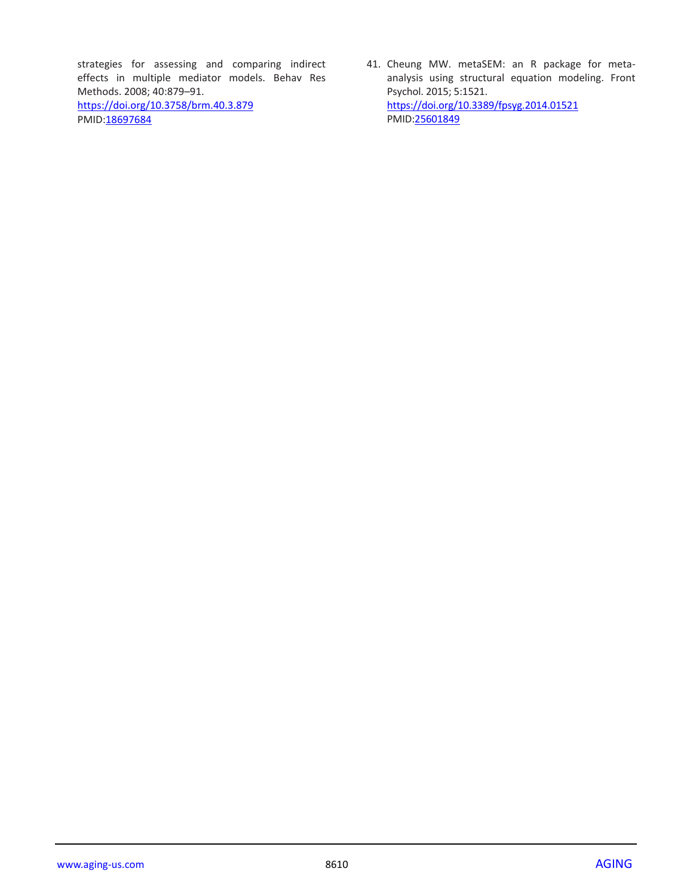strategies for assessing and comparing indirect effects in multiple mediator models. Behav Res Methods. 2008; 40:879–91.
https://doi.org/10.3758/brm.40.3.879
PMID:18697684

41. Cheung MW. metaSEM: an R package for meta-analysis using structural equation modeling. Front Psychol. 2015; 5:1521.
https://doi.org/10.3389/fpsyg.2014.01521
PMID:25601849